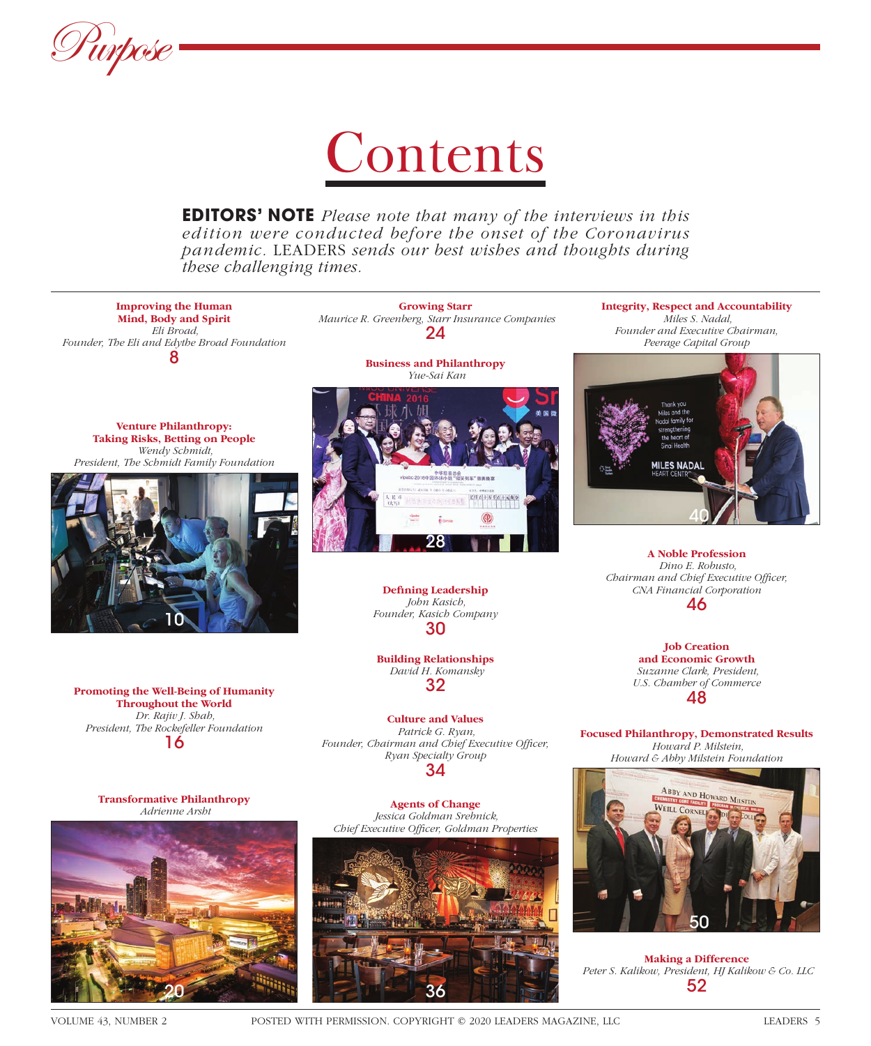*Purpose*

# Contents

**EDITORS' NOTE** *Please note that many of the interviews in this edition were conducted before the onset of the Coronavirus pandemic.* LEADERS *sends our best wishes and thoughts during these challenging times.*

**Improving the Human Mind, Body and Spirit**
*Eli Broad, Founder, The Eli and Edythe Broad Foundation*
8

**Venture Philanthropy: Taking Risks, Betting on People**
*Wendy Schmidt, President, The Schmidt Family Foundation*
10

**Promoting the Well-Being of Humanity Throughout the World**
*Dr. Rajiv J. Shah, President, The Rockefeller Foundation*
16

**Transformative Philanthropy**
*Adrienne Arsht*
20

**Growing Starr**
*Maurice R. Greenberg, Starr Insurance Companies*
24

**Business and Philanthropy**
*Yue-Sai Kan*
28

**Defining Leadership**
*John Kasich, Founder, Kasich Company*
30

**Building Relationships**
*David H. Komansky*
32

**Culture and Values**
*Patrick G. Ryan, Founder, Chairman and Chief Executive Officer, Ryan Specialty Group*
34

**Agents of Change**
*Jessica Goldman Srebnick, Chief Executive Officer, Goldman Properties*
36

**Integrity, Respect and Accountability**
*Miles S. Nadal, Founder and Executive Chairman, Peerage Capital Group*
40

**A Noble Profession**
*Dino E. Robusto, Chairman and Chief Executive Officer, CNA Financial Corporation*
46

**Job Creation and Economic Growth**
*Suzanne Clark, President, U.S. Chamber of Commerce*
48

**Focused Philanthropy, Demonstrated Results**
*Howard P. Milstein, Howard & Abby Milstein Foundation*
50

**Making a Difference**
*Peter S. Kalikow, President, HJ Kalikow & Co. LLC*
52

POSTED WITH PERMISSION. COPYRIGHT © 2020 LEADERS MAGAZINE, LLC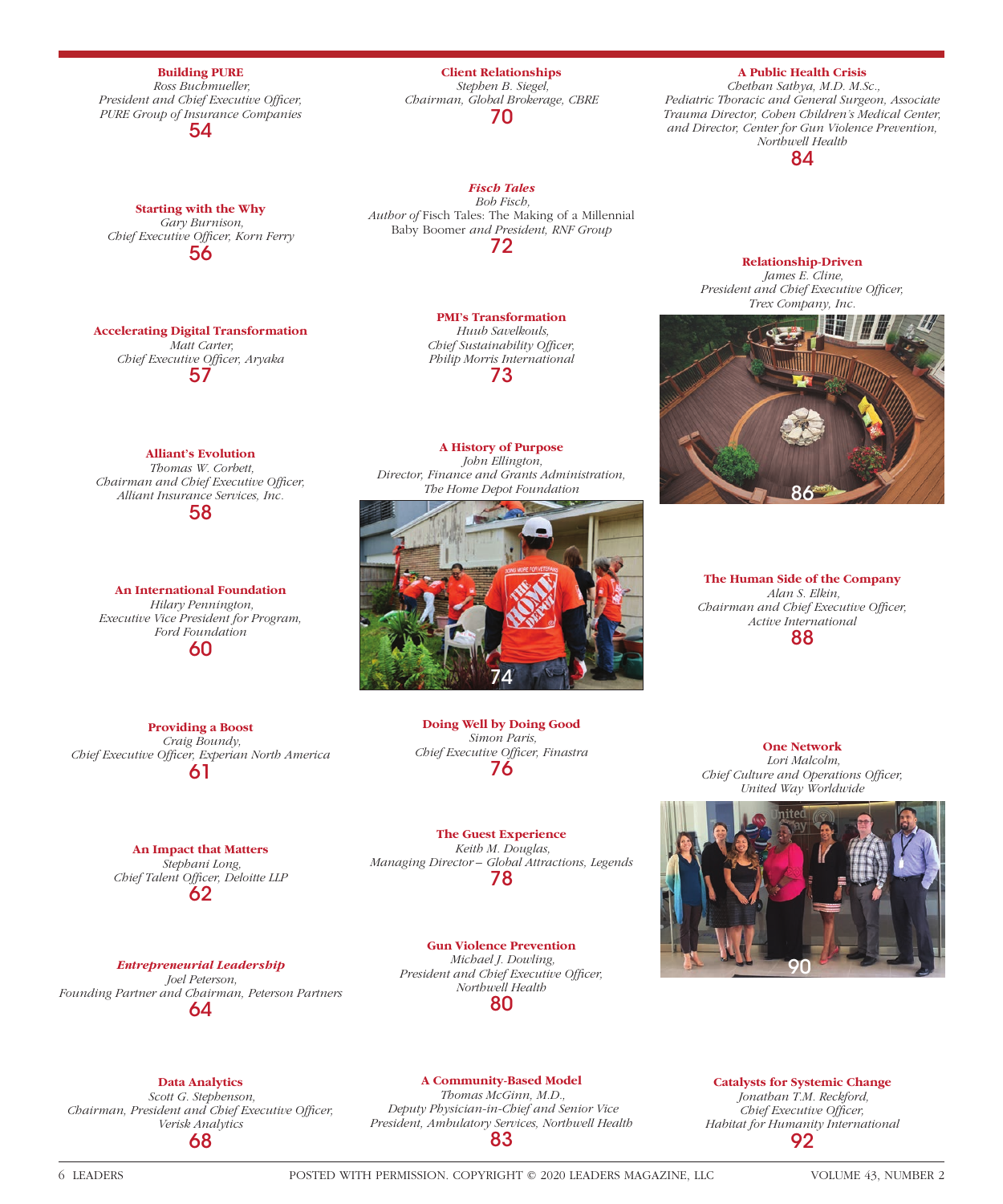**Building PURE**
*Ross Buchmueller,*
*President and Chief Executive Officer,*
*PURE Group of Insurance Companies*
54

**Starting with the Why**
*Gary Burnison,*
*Chief Executive Officer, Korn Ferry*
56

**Accelerating Digital Transformation**
*Matt Carter,*
*Chief Executive Officer, Aryaka*
57

**Alliant's Evolution**
*Thomas W. Corbett,*
*Chairman and Chief Executive Officer,*
*Alliant Insurance Services, Inc.*
58

**An International Foundation**
*Hilary Pennington,*
*Executive Vice President for Program,*
*Ford Foundation*
60

**Providing a Boost**
*Craig Boundy,*
*Chief Executive Officer, Experian North America*
61

**An Impact that Matters**
*Stephani Long,*
*Chief Talent Officer, Deloitte LLP*
62

***Entrepreneurial Leadership***
*Joel Peterson,*
*Founding Partner and Chairman, Peterson Partners*
64

**Data Analytics**
*Scott G. Stephenson,*
*Chairman, President and Chief Executive Officer,*
*Verisk Analytics*
68

**Client Relationships**
*Stephen B. Siegel,*
*Chairman, Global Brokerage, CBRE*
70

***Fisch Tales***
*Bob Fisch,*
*Author of* Fisch Tales: The Making of a Millennial Baby Boomer *and President, RNF Group*
72

**PMI's Transformation**
*Huub Savelkouls,*
*Chief Sustainability Officer,*
*Philip Morris International*
73

**A History of Purpose**
*John Ellington,*
*Director, Finance and Grants Administration,*
*The Home Depot Foundation*
74

**Doing Well by Doing Good**
*Simon Paris,*
*Chief Executive Officer, Finastra*
76

**The Guest Experience**
*Keith M. Douglas,*
*Managing Director – Global Attractions, Legends*
78

**Gun Violence Prevention**
*Michael J. Dowling,*
*President and Chief Executive Officer,*
*Northwell Health*
80

**A Community-Based Model**
*Thomas McGinn, M.D.,*
*Deputy Physician-in-Chief and Senior Vice President, Ambulatory Services, Northwell Health*
83

**A Public Health Crisis**
*Chethan Sathya, M.D. M.Sc.,*
*Pediatric Thoracic and General Surgeon, Associate Trauma Director, Cohen Children's Medical Center, and Director, Center for Gun Violence Prevention, Northwell Health*
84

**Relationship-Driven**
*James E. Cline,*
*President and Chief Executive Officer,*
*Trex Company, Inc.*
86

**The Human Side of the Company**
*Alan S. Elkin,*
*Chairman and Chief Executive Officer,*
*Active International*
88

**One Network**
*Lori Malcolm,*
*Chief Culture and Operations Officer,*
*United Way Worldwide*
90

**Catalysts for Systemic Change**
*Jonathan T.M. Reckford,*
*Chief Executive Officer,*
*Habitat for Humanity International*
92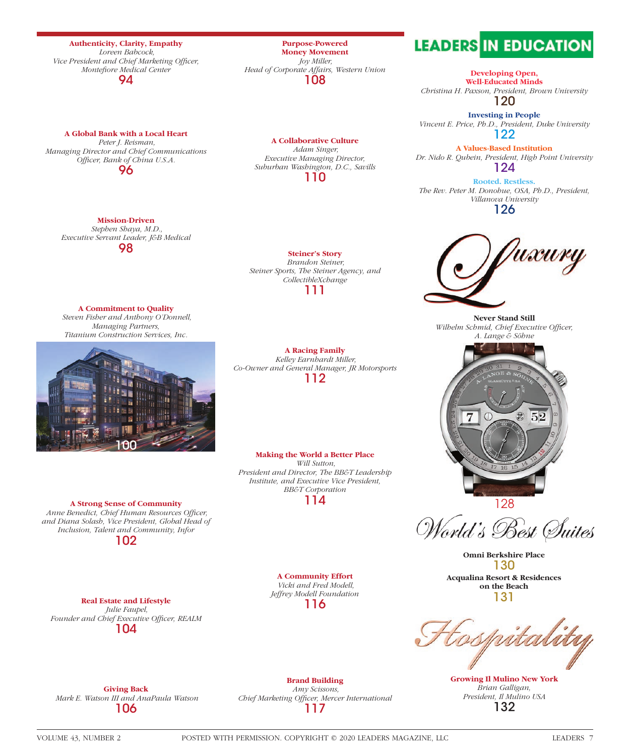**Authenticity, Clarity, Empathy**
*Loreen Babcock,*
*Vice President and Chief Marketing Officer,*
*Montefiore Medical Center*
94

**A Global Bank with a Local Heart**
*Peter J. Reisman,*
*Managing Director and Chief Communications Officer, Bank of China U.S.A.*
96

**Mission-Driven**
*Stephen Shaya, M.D.,*
*Executive Servant Leader, J&B Medical*
98

**A Commitment to Quality**
*Steven Fisher and Anthony O'Donnell,*
*Managing Partners,*
*Titanium Construction Services, Inc.*
100

**A Strong Sense of Community**
*Anne Benedict, Chief Human Resources Officer, and Diana Solash, Vice President, Global Head of Inclusion, Talent and Community, Infor*
102

**Real Estate and Lifestyle**
*Julie Faupel,*
*Founder and Chief Executive Officer, REALM*
104

**Giving Back**
*Mark E. Watson III and AnaPaula Watson*
106

**Purpose-Powered Money Movement**
*Joy Miller,*
*Head of Corporate Affairs, Western Union*
108

**A Collaborative Culture**
*Adam Singer,*
*Executive Managing Director,*
*Suburban Washington, D.C., Savills*
110

**Steiner's Story**
*Brandon Steiner,*
*Steiner Sports, The Steiner Agency, and CollectibleXchange*
111

**A Racing Family**
*Kelley Earnhardt Miller,*
*Co-Owner and General Manager, JR Motorsports*
112

**Making the World a Better Place**
*Will Sutton,*
*President and Director, The BB&T Leadership Institute, and Executive Vice President, BB&T Corporation*
114

**A Community Effort**
*Vicki and Fred Modell,*
*Jeffrey Modell Foundation*
116

**Brand Building**
*Amy Scissons,*
*Chief Marketing Officer, Mercer International*
117

## LEADERS IN EDUCATION

**Developing Open, Well-Educated Minds**
*Christina H. Paxson, President, Brown University*
120

**Investing in People**
*Vincent E. Price, Ph.D., President, Duke University*
122

**A Values-Based Institution**
*Dr. Nido R. Qubein, President, High Point University*
124

**Rooted. Restless.**
*The Rev. Peter M. Donohue, OSA, Ph.D., President, Villanova University*
126

## Luxury

**Never Stand Still**
*Wilhelm Schmid, Chief Executive Officer, A. Lange & Söhne*
128

## World's Best Suites

**Omni Berkshire Place**
130

**Acqualina Resort & Residences on the Beach**
131

## Hospitality

**Growing Il Mulino New York**
*Brian Galligan,*
*President, Il Mulino USA*
132

POSTED WITH PERMISSION. COPYRIGHT © 2020 LEADERS MAGAZINE, LLC